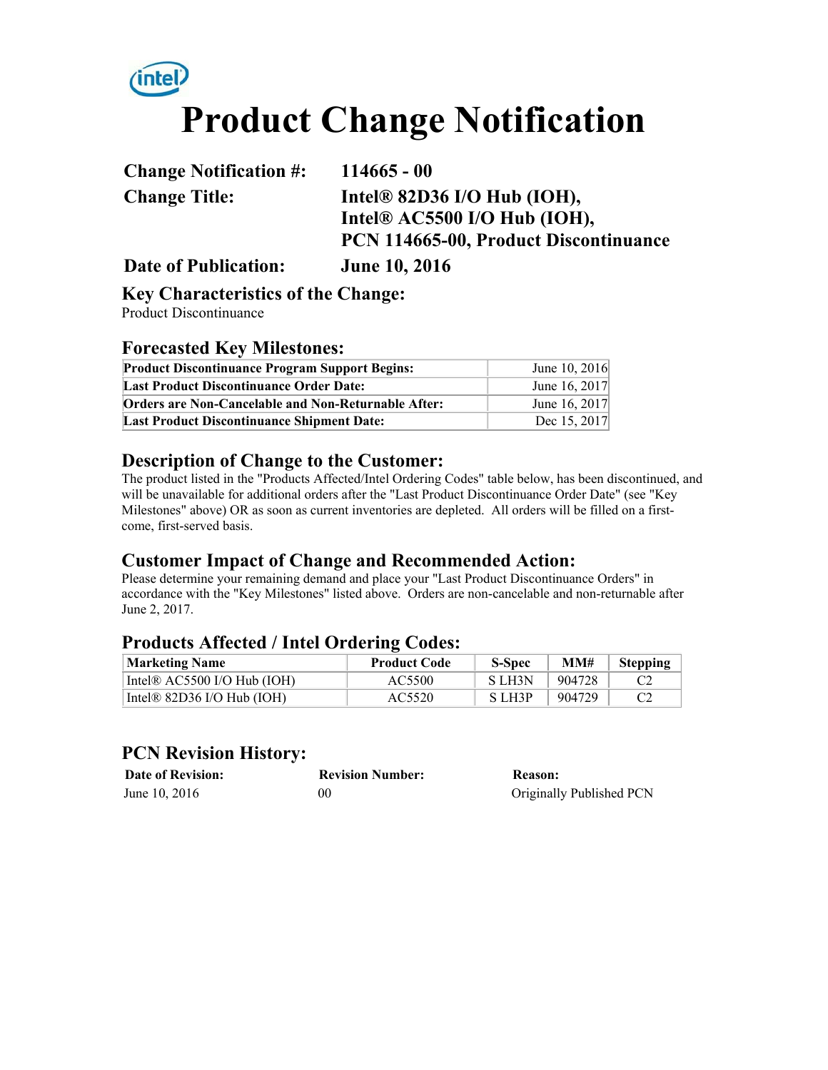# Product Change Notification

| | |
|---|---|
| **Change Notification #:** | **114665 - 00** |
| **Change Title:** | **Intel® 82D36 I/O Hub (IOH), Intel® AC5500 I/O Hub (IOH), PCN 114665-00, Product Discontinuance** |
| **Date of Publication:** | **June 10, 2016** |

## Key Characteristics of the Change:

Product Discontinuance

## Forecasted Key Milestones:

| | |
|---|---|
| **Product Discontinuance Program Support Begins:** | June 10, 2016 |
| **Last Product Discontinuance Order Date:** | June 16, 2017 |
| **Orders are Non-Cancelable and Non-Returnable After:** | June 16, 2017 |
| **Last Product Discontinuance Shipment Date:** | Dec 15, 2017 |

## Description of Change to the Customer:

The product listed in the "Products Affected/Intel Ordering Codes" table below, has been discontinued, and will be unavailable for additional orders after the "Last Product Discontinuance Order Date" (see "Key Milestones" above) OR as soon as current inventories are depleted. All orders will be filled on a first-come, first-served basis.

## Customer Impact of Change and Recommended Action:

Please determine your remaining demand and place your "Last Product Discontinuance Orders" in accordance with the "Key Milestones" listed above. Orders are non-cancelable and non-returnable after June 2, 2017.

## Products Affected / Intel Ordering Codes:

| Marketing Name | Product Code | S-Spec | MM# | Stepping |
|---|---|---|---|---|
| Intel® AC5500 I/O Hub (IOH) | AC5500 | S LH3N | 904728 | C2 |
| Intel® 82D36 I/O Hub (IOH) | AC5520 | S LH3P | 904729 | C2 |

## PCN Revision History:

| Date of Revision: | Revision Number: | Reason: |
|---|---|---|
| June 10, 2016 | 00 | Originally Published PCN |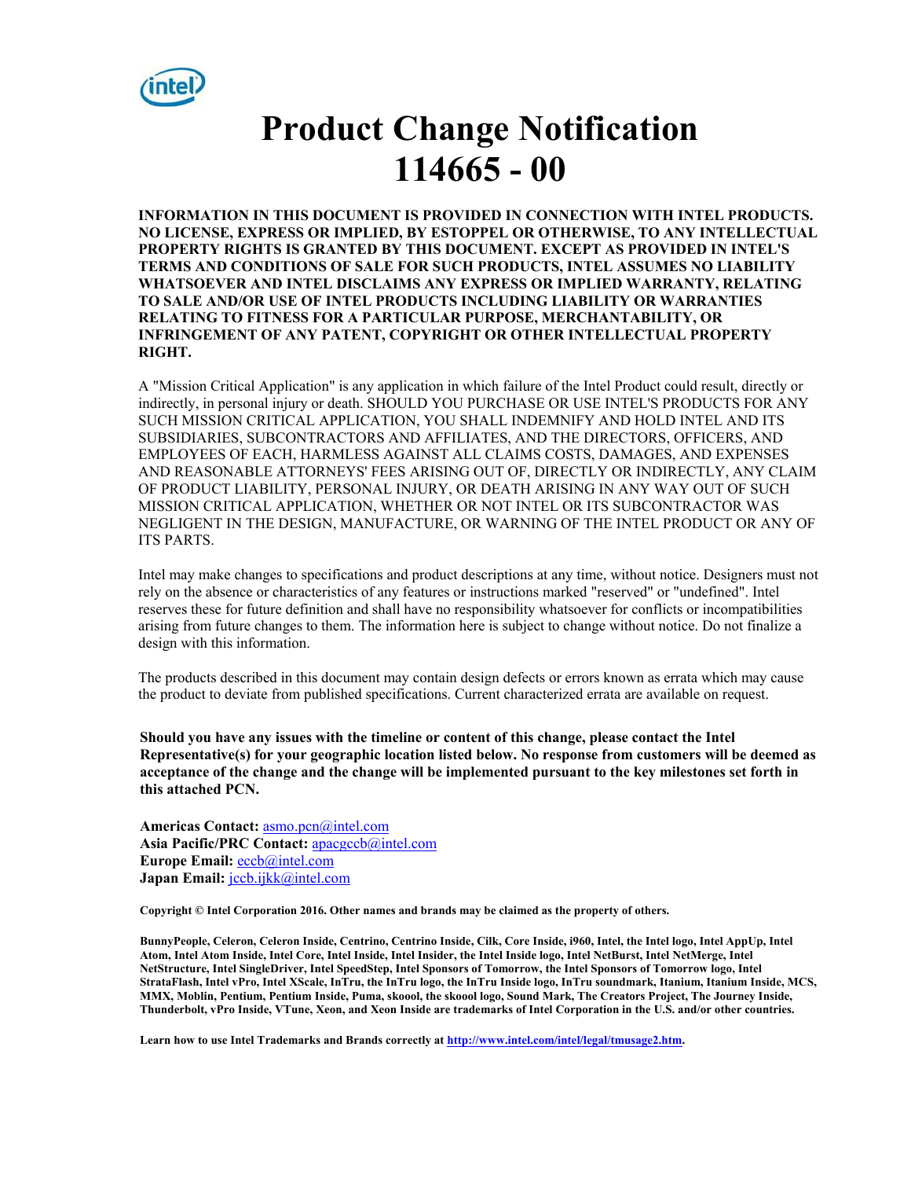# Product Change Notification
# 114665 - 00

**INFORMATION IN THIS DOCUMENT IS PROVIDED IN CONNECTION WITH INTEL PRODUCTS. NO LICENSE, EXPRESS OR IMPLIED, BY ESTOPPEL OR OTHERWISE, TO ANY INTELLECTUAL PROPERTY RIGHTS IS GRANTED BY THIS DOCUMENT. EXCEPT AS PROVIDED IN INTEL'S TERMS AND CONDITIONS OF SALE FOR SUCH PRODUCTS, INTEL ASSUMES NO LIABILITY WHATSOEVER AND INTEL DISCLAIMS ANY EXPRESS OR IMPLIED WARRANTY, RELATING TO SALE AND/OR USE OF INTEL PRODUCTS INCLUDING LIABILITY OR WARRANTIES RELATING TO FITNESS FOR A PARTICULAR PURPOSE, MERCHANTABILITY, OR INFRINGEMENT OF ANY PATENT, COPYRIGHT OR OTHER INTELLECTUAL PROPERTY RIGHT.**

A "Mission Critical Application" is any application in which failure of the Intel Product could result, directly or indirectly, in personal injury or death. SHOULD YOU PURCHASE OR USE INTEL'S PRODUCTS FOR ANY SUCH MISSION CRITICAL APPLICATION, YOU SHALL INDEMNIFY AND HOLD INTEL AND ITS SUBSIDIARIES, SUBCONTRACTORS AND AFFILIATES, AND THE DIRECTORS, OFFICERS, AND EMPLOYEES OF EACH, HARMLESS AGAINST ALL CLAIMS COSTS, DAMAGES, AND EXPENSES AND REASONABLE ATTORNEYS' FEES ARISING OUT OF, DIRECTLY OR INDIRECTLY, ANY CLAIM OF PRODUCT LIABILITY, PERSONAL INJURY, OR DEATH ARISING IN ANY WAY OUT OF SUCH MISSION CRITICAL APPLICATION, WHETHER OR NOT INTEL OR ITS SUBCONTRACTOR WAS NEGLIGENT IN THE DESIGN, MANUFACTURE, OR WARNING OF THE INTEL PRODUCT OR ANY OF ITS PARTS.

Intel may make changes to specifications and product descriptions at any time, without notice. Designers must not rely on the absence or characteristics of any features or instructions marked "reserved" or "undefined". Intel reserves these for future definition and shall have no responsibility whatsoever for conflicts or incompatibilities arising from future changes to them. The information here is subject to change without notice. Do not finalize a design with this information.

The products described in this document may contain design defects or errors known as errata which may cause the product to deviate from published specifications. Current characterized errata are available on request.

**Should you have any issues with the timeline or content of this change, please contact the Intel Representative(s) for your geographic location listed below. No response from customers will be deemed as acceptance of the change and the change will be implemented pursuant to the key milestones set forth in this attached PCN.**

**Americas Contact:** asmo.pcn@intel.com
**Asia Pacific/PRC Contact:** apacgccb@intel.com
**Europe Email:** eccb@intel.com
**Japan Email:** jccb.ijkk@intel.com

**Copyright © Intel Corporation 2016. Other names and brands may be claimed as the property of others.**

**BunnyPeople, Celeron, Celeron Inside, Centrino, Centrino Inside, Cilk, Core Inside, i960, Intel, the Intel logo, Intel AppUp, Intel Atom, Intel Atom Inside, Intel Core, Intel Inside, Intel Insider, the Intel Inside logo, Intel NetBurst, Intel NetMerge, Intel NetStructure, Intel SingleDriver, Intel SpeedStep, Intel Sponsors of Tomorrow, the Intel Sponsors of Tomorrow logo, Intel StrataFlash, Intel vPro, Intel XScale, InTru, the InTru logo, the InTru Inside logo, InTru soundmark, Itanium, Itanium Inside, MCS, MMX, Moblin, Pentium, Pentium Inside, Puma, skoool, the skoool logo, Sound Mark, The Creators Project, The Journey Inside, Thunderbolt, vPro Inside, VTune, Xeon, and Xeon Inside are trademarks of Intel Corporation in the U.S. and/or other countries.**

**Learn how to use Intel Trademarks and Brands correctly at http://www.intel.com/intel/legal/tmusage2.htm.**